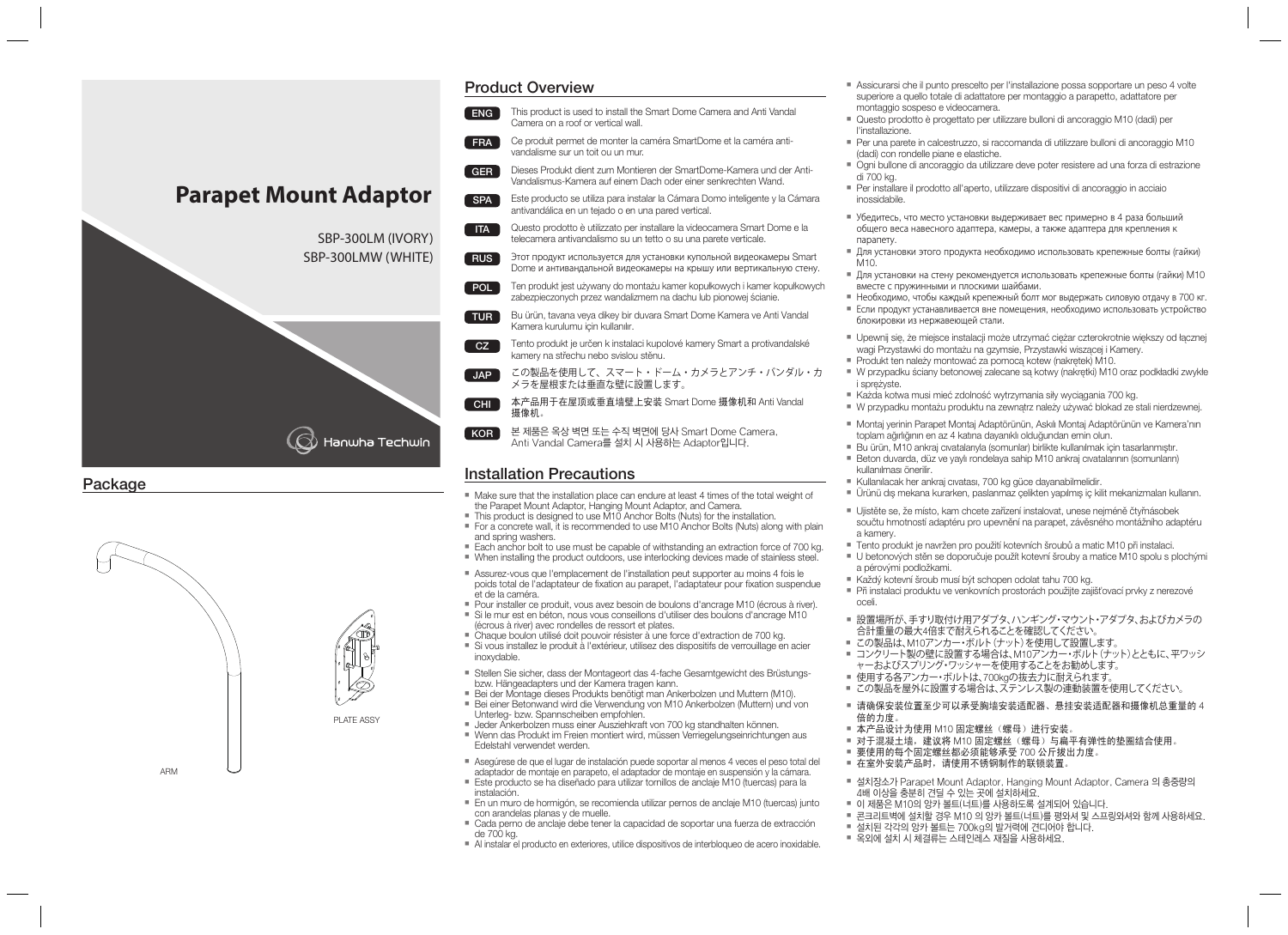# Parapet Mount Adaptor

SBP-300LM (IVORY)
SBP-300LMW (WHITE)

Hanwha Techwin

## Package

ARM

PLATE ASSY

## Product Overview

**ENG** This product is used to install the Smart Dome Camera and Anti Vandal Camera on a roof or vertical wall.

**FRA** Ce produit permet de monter la caméra SmartDome et la caméra anti-vandalisme sur un toit ou un mur.

**GER** Dieses Produkt dient zum Montieren der SmartDome-Kamera und der Anti-Vandalismus-Kamera auf einem Dach oder einer senkrechten Wand.

**SPA** Este producto se utiliza para instalar la Cámara Domo inteligente y la Cámara antivandálica en un tejado o en una pared vertical.

**ITA** Questo prodotto è utilizzato per installare la videocamera Smart Dome e la telecamera antivandalismo su un tetto o su una parete verticale.

**RUS** Этот продукт используется для установки купольной видеокамеры Smart Dome и антивандальной видеокамеры на крышу или вертикальную стену.

**POL** Ten produkt jest używany do montażu kamer kopułkowych i kamer kopułkowych zabezpieczonych przez wandalizmem na dachu lub pionowej ścianie.

**TUR** Bu ürün, tavana veya dikey bir duvara Smart Dome Kamera ve Anti Vandal Kamera kurulumu için kullanılır.

**CZ** Tento produkt je určen k instalaci kupolové kamery Smart a protivandalské kamery na střechu nebo svislou stěnu.

**JAP** この製品を使用して、スマート・ドーム・カメラとアンチ・バンダル・カメラを屋根または垂直な壁に設置します。

**CHI** 本产品用于在屋顶或垂直墙壁上安装 Smart Dome 摄像机和 Anti Vandal 摄像机。

**KOR** 본 제품은 옥상 벽면 또는 수직 벽면에 당사 Smart Dome Camera, Anti Vandal Camera를 설치 시 사용하는 Adaptor입니다.

## Installation Precautions

- Make sure that the installation place can endure at least 4 times of the total weight of the Parapet Mount Adaptor, Hanging Mount Adaptor, and Camera.
- This product is designed to use M10 Anchor Bolts (Nuts) for the installation.
- For a concrete wall, it is recommended to use M10 Anchor Bolts (Nuts) along with plain and spring washers.
- Each anchor bolt to use must be capable of withstanding an extraction force of 700 kg.
- When installing the product outdoors, use interlocking devices made of stainless steel.

- Assurez-vous que l'emplacement de l'installation peut supporter au moins 4 fois le poids total de l'adaptateur de fixation au parapet, l'adaptateur pour fixation suspendue et de la caméra.
- Pour installer ce produit, vous avez besoin de boulons d'ancrage M10 (écrous à river).
- Si le mur est en béton, nous vous conseillons d'utiliser des boulons d'ancrage M10 (écrous à river) avec rondelles de ressort et plates.
- Chaque boulon utilisé doit pouvoir résister à une force d'extraction de 700 kg.
- Si vous installez le produit à l'extérieur, utilisez des dispositifs de verrouillage en acier inoxydable.

- Stellen Sie sicher, dass der Montageort das 4-fache Gesamtgewicht des Brüstungs- bzw. Hängeadapters und der Kamera tragen kann.
- Bei der Montage dieses Produkts benötigt man Ankerbolzen und Muttern (M10).
- Bei einer Betonwand wird die Verwendung von M10 Ankerbolzen (Muttern) und von Unterleg- bzw. Spannscheiben empfohlen.
- Jeder Ankerbolzen muss einer Ausziehkraft von 700 kg standhalten können.
- Wenn das Produkt im Freien montiert wird, müssen Verriegelungseinrichtungen aus Edelstahl verwendet werden.

- Asegúrese de que el lugar de instalación puede soportar al menos 4 veces el peso total del adaptador de montaje en parapeto, el adaptador de montaje en suspensión y la cámara.
- Este producto se ha diseñado para utilizar tornillos de anclaje M10 (tuercas) para la instalación.
- En un muro de hormigón, se recomienda utilizar pernos de anclaje M10 (tuercas) junto con arandelas planas y de muelle.
- Cada perno de anclaje debe tener la capacidad de soportar una fuerza de extracción de 700 kg.
- Al instalar el producto en exteriores, utilice dispositivos de interbloqueo de acero inoxidable.

- Assicurarsi che il punto prescelto per l'installazione possa sopportare un peso 4 volte superiore a quello totale di adattatore per montaggio a parapetto, adattatore per montaggio sospeso e videocamera.
- Questo prodotto è progettato per utilizzare bulloni di ancoraggio M10 (dadi) per l'installazione.
- Per una parete in calcestruzzo, si raccomanda di utilizzare bulloni di ancoraggio M10 (dadi) con rondelle piane e elastiche.
- Ogni bullone di ancoraggio da utilizzare deve poter resistere ad una forza di estrazione di 700 kg.
- Per installare il prodotto all'aperto, utilizzare dispositivi di ancoraggio in acciaio inossidabile.

- Убедитесь, что место установки выдерживает вес примерно в 4 раза больший общего веса навесного адаптера, камеры, а также адаптера для крепления к парапету.
- Для установки этого продукта необходимо использовать крепежные болты (гайки) M10.
- Для установки на стену рекомендуется использовать крепежные болты (гайки) M10 вместе с пружинными и плоскими шайбами.
- Необходимо, чтобы каждый крепежный болт мог выдержать силовую отдачу в 700 кг.
- Если продукт устанавливается вне помещения, необходимо использовать устройство блокировки из нержавеющей стали.

- Upewnij się, że miejsce instalacji może utrzymać ciężar czterokrotnie większy od łącznej wagi Przystawki do montażu na gzymsie, Przystawki wiszącej i Kamery.
- Produkt ten należy montować za pomocą kotew (nakrętek) M10.
- W przypadku ściany betonowej zalecane są kotwy (nakrętki) M10 oraz podkładki zwykłe i sprężyste.
- Każda kotwa musi mieć zdolność wytrzymania siły wyciągania 700 kg.
- W przypadku montażu produktu na zewnątrz należy używać blokad ze stali nierdzewnej.

- Montaj yerinin Parapet Montaj Adaptörünün, Askılı Montaj Adaptörünün ve Kamera'nın toplam ağırlığının en az 4 katına dayanıklı olduğundan emin olun.
- Bu ürün, M10 ankraj cıvatalarıyla (somunlar) birlikte kullanılmak için tasarlanmıştır.
- Beton duvarda, düz ve yaylı rondelaya sahip M10 ankraj cıvatalarının (somunların) kullanılması önerilir.
- Kullanılacak her ankraj cıvatası, 700 kg güce dayanabilmelidir.
- Ürünü dış mekana kurarken, paslanmaz çelikten yapılmış iç kilit mekanizmaları kullanın.

- Ujistěte se, že místo, kam chcete zařízení instalovat, unese nejméně čtyřnásobek součtu hmotnosti adaptéru pro upevnění na parapet, závěsného montážního adaptéru a kamery.
- Tento produkt je navržen pro použití kotevních šroubů a matic M10 při instalaci.
- U betonových stěn se doporučuje použít kotevní šrouby a matice M10 spolu s plochými a pérovými podložkami.
- Každý kotevní šroub musí být schopen odolat tahu 700 kg.
- Při instalaci produktu ve venkovních prostorách použijte zajišťovací prvky z nerezové oceli.

- 設置場所が、手すり取り付け用アダプタ、ハンギング・マウント・アダプタ、およびカメラの合計重量の最大4倍まで耐えられることを確認してください。
- この製品は、M10アンカー・ボルト(ナット)を使用して設置します。
- コンクリート製の壁に設置する場合は、M10アンカー・ボルト(ナット)とともに、平ワッシャーおよびスプリング・ワッシャーを使用することをお勧めします。
- 使用する各アンカー・ボルトは、700kgの抜去力に耐えられます。
- この製品を屋外に設置する場合は、ステンレス製の連動装置を使用してください。

- 请确保安装位置至少可以承受胸墙安装适配器、悬挂安装适配器和摄像机总重量的 4 倍的力度。
- 本产品设计为使用 M10 固定螺丝（螺母）进行安装。
- 对于混凝土墙，建议将 M10 固定螺丝（螺母）与扁平有弹性的垫圈结合使用。
- 要使用的每个固定螺丝都必须能够承受 700 公斤拔出力度。
- 在室外安装产品时，请使用不锈钢制作的联锁装置。

- 설치장소가 Parapet Mount Adaptor, Hanging Mount Adaptor, Camera 의 총중량의 4배 이상을 충분히 견딜 수 있는 곳에 설치하세요.
- 이 제품은 M10의 앙카 볼트(너트)를 사용하도록 설계되어 있습니다.
- 콘크리트벽에 설치할 경우 M10 의 앙카 볼트(너트)를 평와셔 및 스프링와셔와 함께 사용하세요.
- 설치된 각각의 앙카 볼트는 700kg의 발거력에 견디어야 합니다.
- 옥외에 설치 시 체결류는 스테인레스 재질을 사용하세요.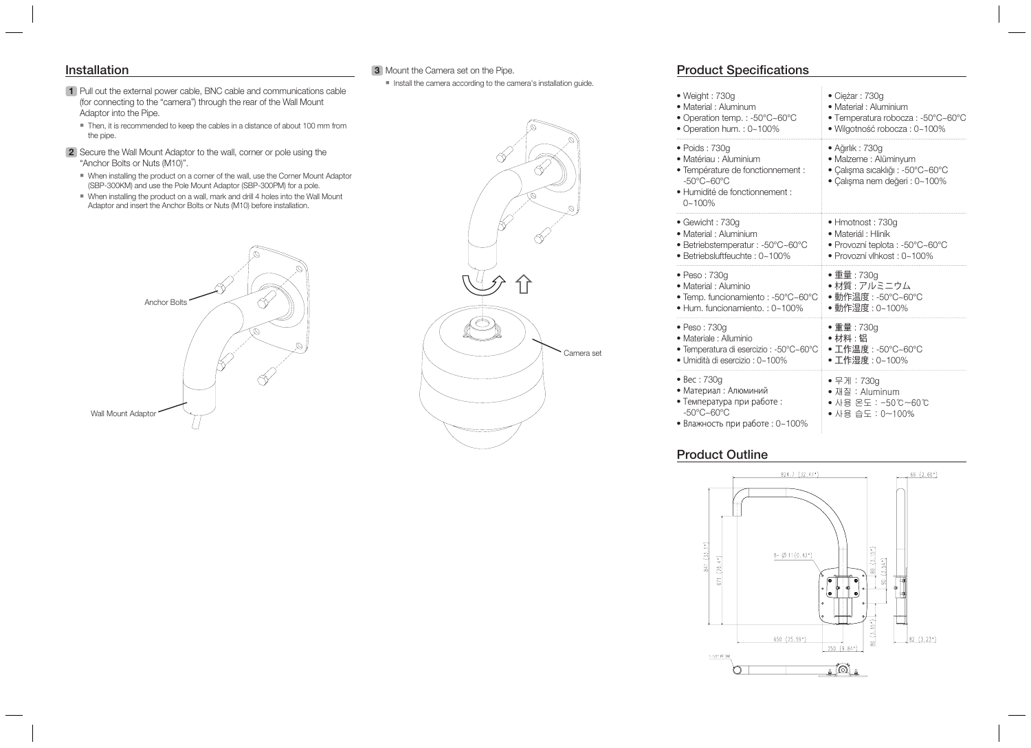## Installation

**1** Pull out the external power cable, BNC cable and communications cable (for connecting to the "camera") through the rear of the Wall Mount Adaptor into the Pipe.

- Then, it is recommended to keep the cables in a distance of about 100 mm from the pipe.

**2** Secure the Wall Mount Adaptor to the wall, corner or pole using the "Anchor Bolts or Nuts (M10)".

- When installing the product on a corner of the wall, use the Corner Mount Adaptor (SBP-300KM) and use the Pole Mount Adaptor (SBP-300PM) for a pole.
- When installing the product on a wall, mark and drill 4 holes into the Wall Mount Adaptor and insert the Anchor Bolts or Nuts (M10) before installation.

Anchor Bolts

Wall Mount Adaptor

**3** Mount the Camera set on the Pipe.

- Install the camera according to the camera's installation guide.

Camera set

## Product Specifications

- Weight : 730g
- Material : Aluminum
- Operation temp. : -50°C~60°C
- Operation hum. : 0~100%

- Ciężar : 730g
- Materiał : Aluminium
- Temperatura robocza : -50°C~60°C
- Wilgotność robocza : 0~100%

- Poids : 730g
- Matériau : Aluminium
- Température de fonctionnement : -50°C~60°C
- Humidité de fonctionnement : 0~100%

- Ağırlık : 730g
- Malzeme : Alüminyum
- Çalışma sıcaklığı : -50°C~60°C
- Çalışma nem değeri : 0~100%

- Gewicht : 730g
- Material : Aluminium
- Betriebstemperatur : -50°C~60°C
- Betriebsluftfeuchte : 0~100%

- Hmotnost : 730g
- Materiál : Hliník
- Provozní teplota : -50°C~60°C
- Provozní vlhkost : 0~100%

- Peso : 730g
- Material : Aluminio
- Temp. funcionamiento : -50°C~60°C
- Hum. funcionamiento. : 0~100%

- 重量 : 730g
- 材質 : アルミニウム
- 動作温度 : -50°C~60°C
- 動作湿度 : 0~100%

- Peso : 730g
- Materiale : Alluminio
- Temperatura di esercizio : -50°C~60°C
- Umidità di esercizio : 0~100%

- 重量 : 730g
- 材料 : 铝
- 工作温度 : -50°C~60°C
- 工作湿度 : 0~100%

- Вес : 730g
- Материал : Алюминий
- Температура при работе : -50°C~60°C
- Влажность при работе : 0~100%

- 무게 : 730g
- 재질 : Aluminum
- 사용 온도 : -50℃~60℃
- 사용 습도 : 0~100%

## Product Outline

824.7 (32.47")

66 (2.60")

841 (33.1")

671 (26.4")

8- Ø 11 (0.43")

80 (3.15")

90 (3.54")

80 (3.15")

650 (25.59")

250 (9.84")

82 (3.23")

1-1/2" PF TAP